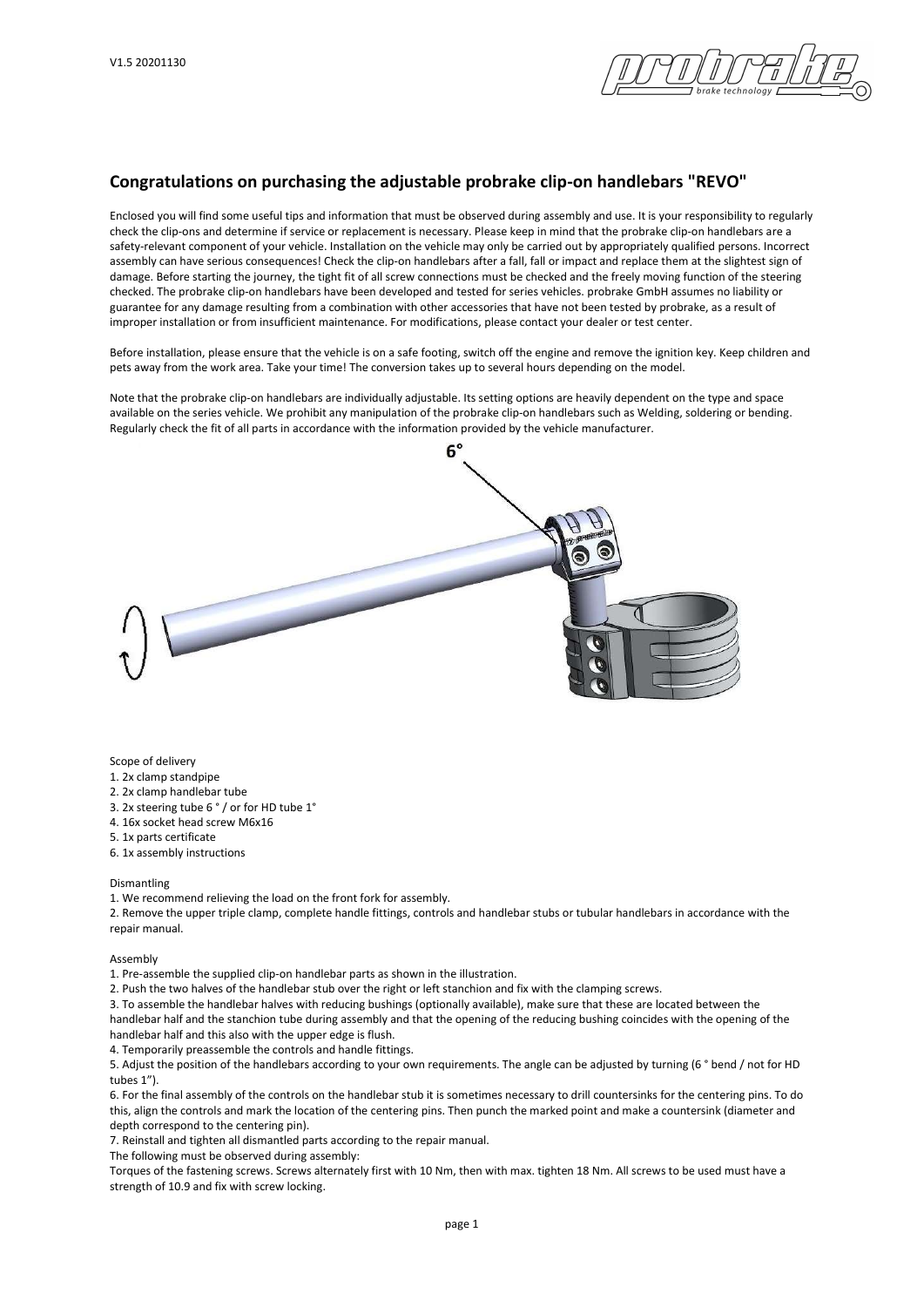## Congratulations on purchasing the adjustable probrake clip-on handlebars "REVO"

Enclosed you will find some useful tips and information that must be observed during assembly and use. It is your responsibility to regularly check the clip-ons and determine if service or replacement is necessary. Please keep in mind that the probrake clip-on handlebars are a safety-relevant component of your vehicle. Installation on the vehicle may only be carried out by appropriately qualified persons. Incorrect assembly can have serious consequences! Check the clip-on handlebars after a fall, fall or impact and replace them at the slightest sign of damage. Before starting the journey, the tight fit of all screw connections must be checked and the freely moving function of the steering checked. The probrake clip-on handlebars have been developed and tested for series vehicles. probrake GmbH assumes no liability or guarantee for any damage resulting from a combination with other accessories that have not been tested by probrake, as a result of improper installation or from insufficient maintenance. For modifications, please contact your dealer or test center.

Before installation, please ensure that the vehicle is on a safe footing, switch off the engine and remove the ignition key. Keep children and pets away from the work area. Take your time! The conversion takes up to several hours depending on the model.

Note that the probrake clip-on handlebars are individually adjustable. Its setting options are heavily dependent on the type and space available on the series vehicle. We prohibit any manipulation of the probrake clip-on handlebars such as Welding, soldering or bending. Regularly check the fit of all parts in accordance with the information provided by the vehicle manufacturer.

6°

Scope of delivery

1. 2x clamp standpipe
2. 2x clamp handlebar tube
3. 2x steering tube 6 ° / or for HD tube 1°
4. 16x socket head screw M6x16
5. 1x parts certificate
6. 1x assembly instructions

Dismantling

1. We recommend relieving the load on the front fork for assembly.
2. Remove the upper triple clamp, complete handle fittings, controls and handlebar stubs or tubular handlebars in accordance with the repair manual.

Assembly

1. Pre-assemble the supplied clip-on handlebar parts as shown in the illustration.
2. Push the two halves of the handlebar stub over the right or left stanchion and fix with the clamping screws.
3. To assemble the handlebar halves with reducing bushings (optionally available), make sure that these are located between the handlebar half and the stanchion tube during assembly and that the opening of the reducing bushing coincides with the opening of the handlebar half and this also with the upper edge is flush.
4. Temporarily preassemble the controls and handle fittings.
5. Adjust the position of the handlebars according to your own requirements. The angle can be adjusted by turning (6 ° bend / not for HD tubes 1").
6. For the final assembly of the controls on the handlebar stub it is sometimes necessary to drill countersinks for the centering pins. To do this, align the controls and mark the location of the centering pins. Then punch the marked point and make a countersink (diameter and depth correspond to the centering pin).
7. Reinstall and tighten all dismantled parts according to the repair manual.

The following must be observed during assembly:

Torques of the fastening screws. Screws alternately first with 10 Nm, then with max. tighten 18 Nm. All screws to be used must have a strength of 10.9 and fix with screw locking.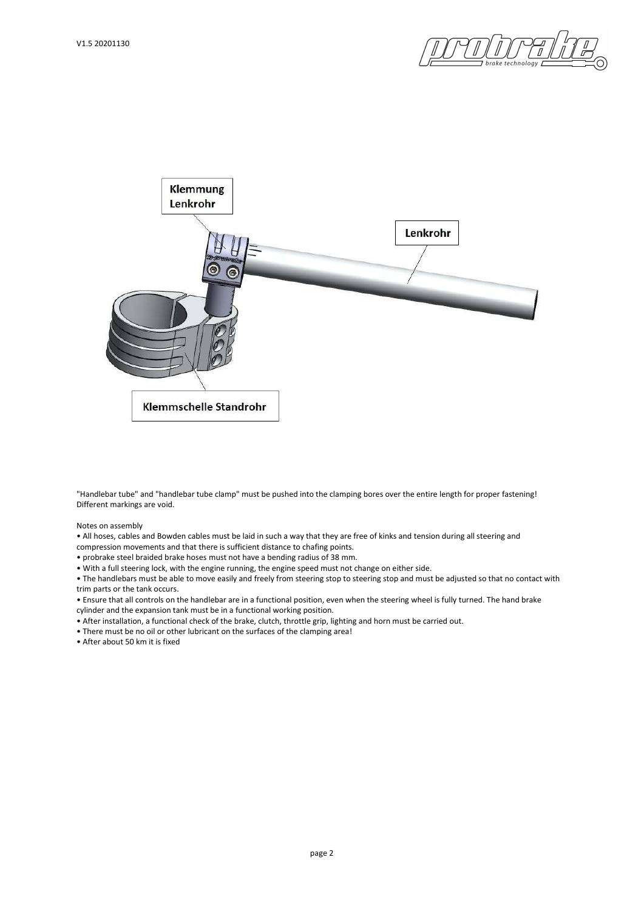"Handlebar tube" and "handlebar tube clamp" must be pushed into the clamping bores over the entire length for proper fastening! Different markings are void.

Notes on assembly

- All hoses, cables and Bowden cables must be laid in such a way that they are free of kinks and tension during all steering and compression movements and that there is sufficient distance to chafing points.
- probrake steel braided brake hoses must not have a bending radius of 38 mm.
- With a full steering lock, with the engine running, the engine speed must not change on either side.
- The handlebars must be able to move easily and freely from steering stop to steering stop and must be adjusted so that no contact with trim parts or the tank occurs.
- Ensure that all controls on the handlebar are in a functional position, even when the steering wheel is fully turned. The hand brake cylinder and the expansion tank must be in a functional working position.
- After installation, a functional check of the brake, clutch, throttle grip, lighting and horn must be carried out.
- There must be no oil or other lubricant on the surfaces of the clamping area!
- After about 50 km it is fixed